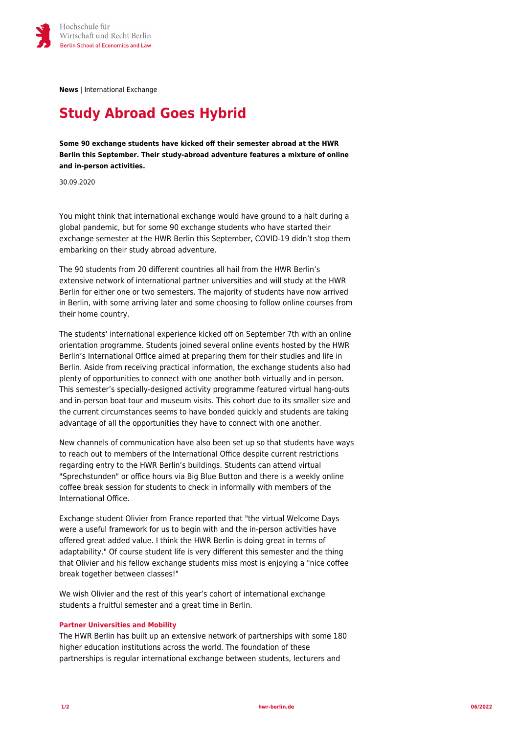**News** | International Exchange

# Study Abroad Goes Hybrid

**Some 90 exchange students have kicked off their semester abroad at the HWR Berlin this September. Their study-abroad adventure features a mixture of online and in-person activities.**

30.09.2020

You might think that international exchange would have ground to a halt during a global pandemic, but for some 90 exchange students who have started their exchange semester at the HWR Berlin this September, COVID-19 didn't stop them embarking on their study abroad adventure.

The 90 students from 20 different countries all hail from the HWR Berlin's extensive network of international partner universities and will study at the HWR Berlin for either one or two semesters. The majority of students have now arrived in Berlin, with some arriving later and some choosing to follow online courses from their home country.

The students' international experience kicked off on September 7th with an online orientation programme. Students joined several online events hosted by the HWR Berlin's International Office aimed at preparing them for their studies and life in Berlin. Aside from receiving practical information, the exchange students also had plenty of opportunities to connect with one another both virtually and in person. This semester's specially-designed activity programme featured virtual hang-outs and in-person boat tour and museum visits. This cohort due to its smaller size and the current circumstances seems to have bonded quickly and students are taking advantage of all the opportunities they have to connect with one another.

New channels of communication have also been set up so that students have ways to reach out to members of the International Office despite current restrictions regarding entry to the HWR Berlin's buildings. Students can attend virtual "Sprechstunden" or office hours via Big Blue Button and there is a weekly online coffee break session for students to check in informally with members of the International Office.

Exchange student Olivier from France reported that "the virtual Welcome Days were a useful framework for us to begin with and the in-person activities have offered great added value. I think the HWR Berlin is doing great in terms of adaptability." Of course student life is very different this semester and the thing that Olivier and his fellow exchange students miss most is enjoying a "nice coffee break together between classes!"

We wish Olivier and the rest of this year's cohort of international exchange students a fruitful semester and a great time in Berlin.

### Partner Universities and Mobility

The HWR Berlin has built up an extensive network of partnerships with some 180 higher education institutions across the world. The foundation of these partnerships is regular international exchange between students, lecturers and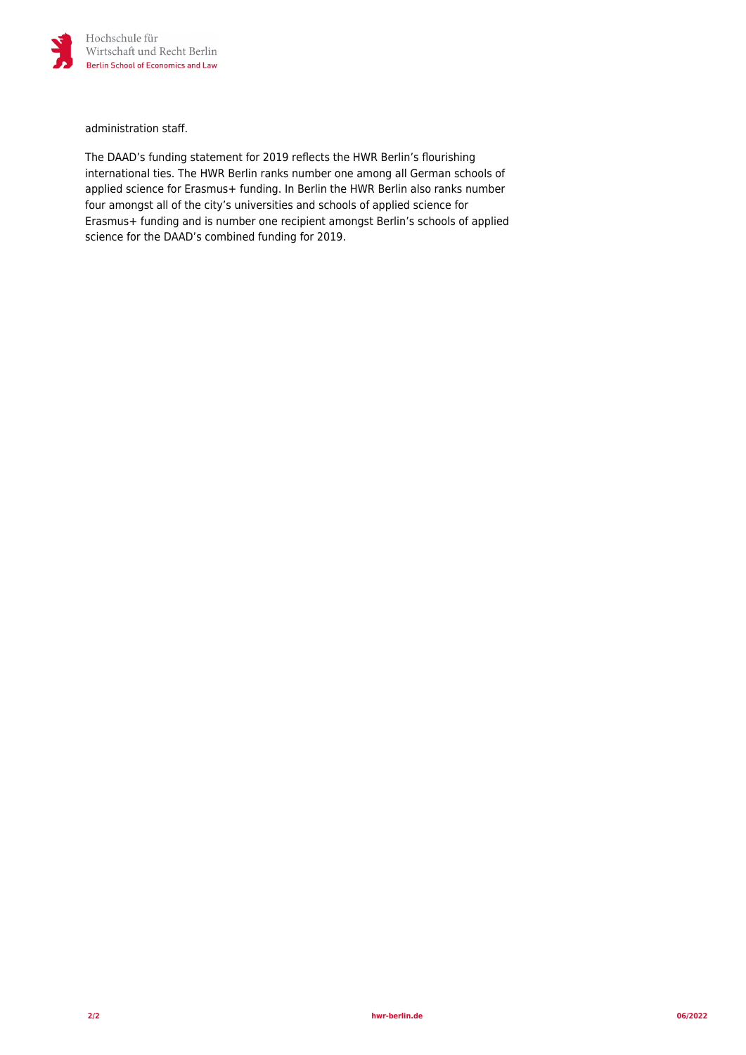administration staff.

The DAAD's funding statement for 2019 reflects the HWR Berlin's flourishing international ties. The HWR Berlin ranks number one among all German schools of applied science for Erasmus+ funding. In Berlin the HWR Berlin also ranks number four amongst all of the city's universities and schools of applied science for Erasmus+ funding and is number one recipient amongst Berlin's schools of applied science for the DAAD's combined funding for 2019.